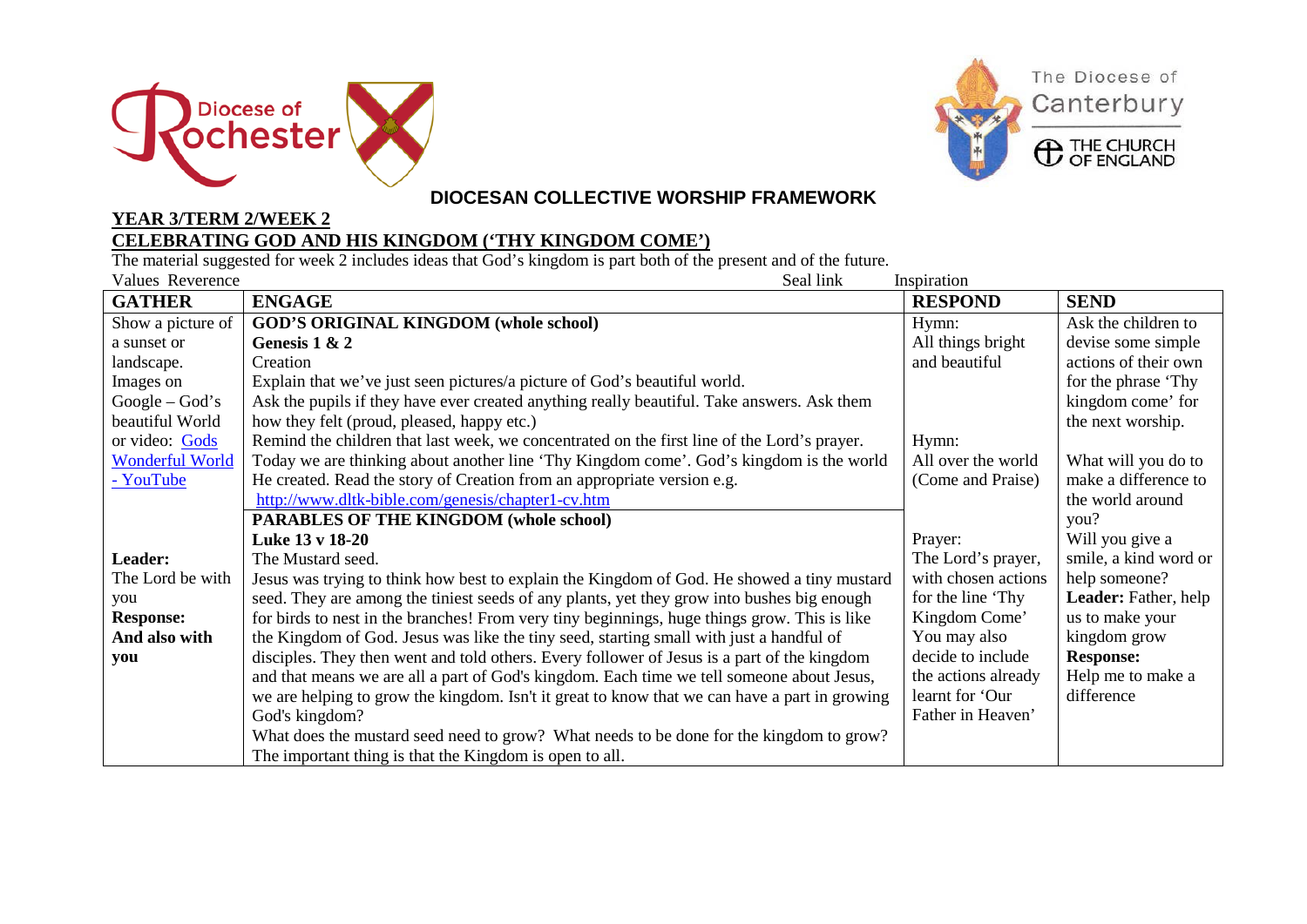Diocese of Rochester

The Diocese of Canterbury

THE CHURCH OF ENGLAND

## DIOCESAN COLLECTIVE WORSHIP FRAMEWORK

**YEAR 3/TERM 2/WEEK 2**

**CELEBRATING GOD AND HIS KINGDOM ('THY KINGDOM COME')**

The material suggested for week 2 includes ideas that God's kingdom is part both of the present and of the future.

Values Reverence | Seal link | Inspiration

| GATHER | ENGAGE | RESPOND | SEND |
|---|---|---|---|
| Show a picture of a sunset or landscape. Images on Google – God's beautiful World or video: [Gods Wonderful World - YouTube] | **GOD'S ORIGINAL KINGDOM (whole school)**<br>**Genesis 1 & 2**<br>Creation<br>Explain that we've just seen pictures/a picture of God's beautiful world.<br>Ask the pupils if they have ever created anything really beautiful. Take answers. Ask them how they felt (proud, pleased, happy etc.)<br>Remind the children that last week, we concentrated on the first line of the Lord's prayer. Today we are thinking about another line 'Thy Kingdom come'. God's kingdom is the world He created. Read the story of Creation from an appropriate version e.g.<br>http://www.dltk-bible.com/genesis/chapter1-cv.htm | Hymn:<br>All things bright and beautiful<br><br>Hymn:<br>All over the world (Come and Praise) | Ask the children to devise some simple actions of their own for the phrase 'Thy kingdom come' for the next worship.<br><br>What will you do to make a difference to the world around you?<br>Will you give a smile, a kind word or help someone?<br>**Leader:** Father, help us to make your kingdom grow<br>**Response:**<br>Help me to make a difference |
| **Leader:**<br>The Lord be with you<br>**Response:**<br>**And also with you** | **PARABLES OF THE KINGDOM (whole school)**<br>**Luke 13 v 18-20**<br>The Mustard seed.<br>Jesus was trying to think how best to explain the Kingdom of God. He showed a tiny mustard seed. They are among the tiniest seeds of any plants, yet they grow into bushes big enough for birds to nest in the branches! From very tiny beginnings, huge things grow. This is like the Kingdom of God. Jesus was like the tiny seed, starting small with just a handful of disciples. They then went and told others. Every follower of Jesus is a part of the kingdom and that means we are all a part of God's kingdom. Each time we tell someone about Jesus, we are helping to grow the kingdom. Isn't it great to know that we can have a part in growing God's kingdom?<br>What does the mustard seed need to grow? What needs to be done for the kingdom to grow?<br>The important thing is that the Kingdom is open to all. | Prayer:<br>The Lord's prayer, with chosen actions for the line 'Thy Kingdom Come'<br>You may also decide to include the actions already learnt for 'Our Father in Heaven' | |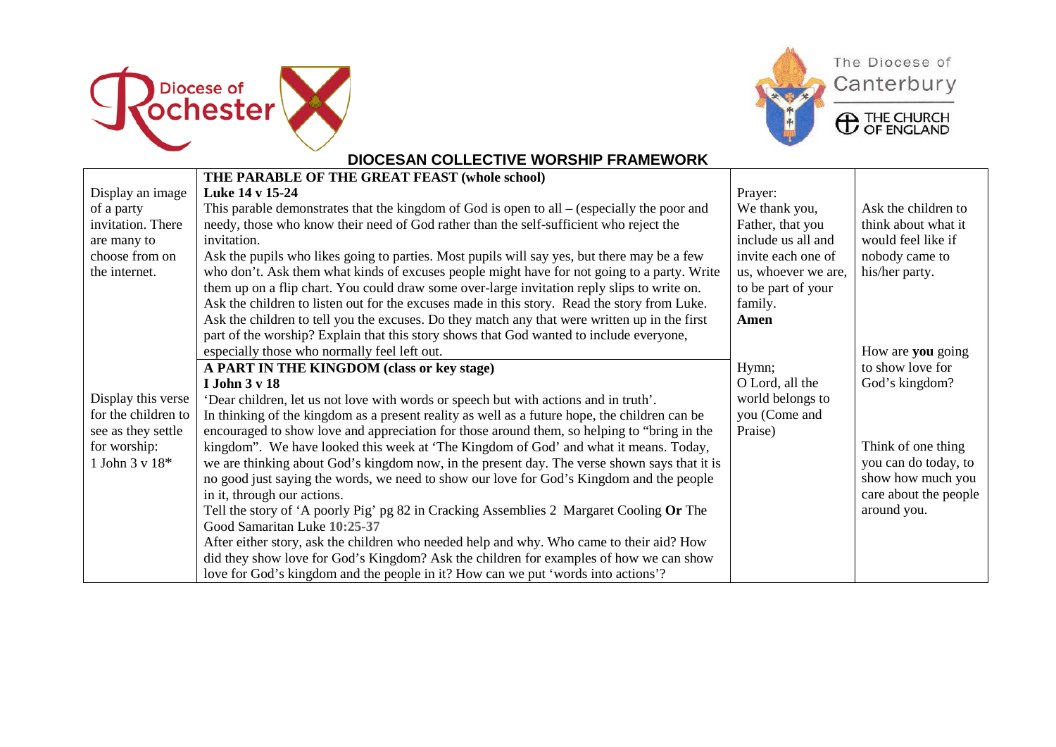## DIOCESAN COLLECTIVE WORSHIP FRAMEWORK

| | | | |
|---|---|---|---|
| Display an image of a party invitation. There are many to choose from on the internet. | **THE PARABLE OF THE GREAT FEAST (whole school)**<br>**Luke 14 v 15-24**<br>This parable demonstrates that the kingdom of God is open to all – (especially the poor and needy, those who know their need of God rather than the self-sufficient who reject the invitation.<br>Ask the pupils who likes going to parties. Most pupils will say yes, but there may be a few who don't. Ask them what kinds of excuses people might have for not going to a party. Write them up on a flip chart. You could draw some over-large invitation reply slips to write on. Ask the children to listen out for the excuses made in this story. Read the story from Luke. Ask the children to tell you the excuses. Do they match any that were written up in the first part of the worship? Explain that this story shows that God wanted to include everyone, especially those who normally feel left out. | Prayer:<br>We thank you, Father, that you include us all and invite each one of us, whoever we are, to be part of your family.<br>**Amen** | Ask the children to think about what it would feel like if nobody came to his/her party.<br><br>How are **you** going to show love for God's kingdom? |
| Display this verse for the children to see as they settle for worship:<br>1 John 3 v 18* | **A PART IN THE KINGDOM (class or key stage)**<br>**I John 3 v 18**<br>'Dear children, let us not love with words or speech but with actions and in truth'.<br>In thinking of the kingdom as a present reality as well as a future hope, the children can be encouraged to show love and appreciation for those around them, so helping to "bring in the kingdom". We have looked this week at 'The Kingdom of God' and what it means. Today, we are thinking about God's kingdom now, in the present day. The verse shown says that it is no good just saying the words, we need to show our love for God's Kingdom and the people in it, through our actions.<br>Tell the story of 'A poorly Pig' pg 82 in Cracking Assemblies 2 Margaret Cooling **Or** The Good Samaritan Luke **10:25-37**<br>After either story, ask the children who needed help and why. Who came to their aid? How did they show love for God's Kingdom? Ask the children for examples of how we can show love for God's kingdom and the people in it? How can we put 'words into actions'? | Hymn;<br>O Lord, all the world belongs to you (Come and Praise) | Think of one thing you can do today, to show how much you care about the people around you. |